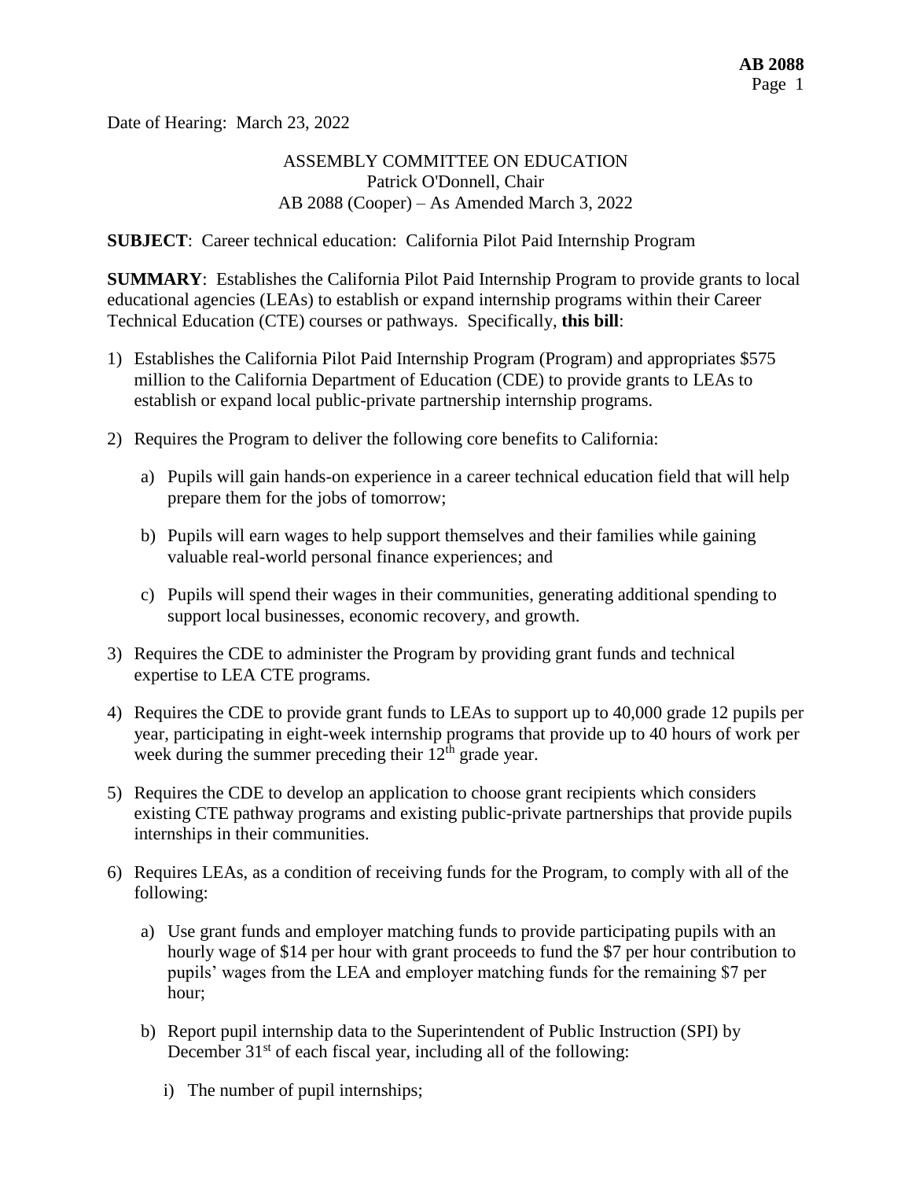Date of Hearing: March 23, 2022

ASSEMBLY COMMITTEE ON EDUCATION
Patrick O'Donnell, Chair
AB 2088 (Cooper) – As Amended March 3, 2022

**SUBJECT**: Career technical education: California Pilot Paid Internship Program

**SUMMARY**: Establishes the California Pilot Paid Internship Program to provide grants to local educational agencies (LEAs) to establish or expand internship programs within their Career Technical Education (CTE) courses or pathways. Specifically, **this bill**:

1) Establishes the California Pilot Paid Internship Program (Program) and appropriates $575 million to the California Department of Education (CDE) to provide grants to LEAs to establish or expand local public-private partnership internship programs.

2) Requires the Program to deliver the following core benefits to California:

   a) Pupils will gain hands-on experience in a career technical education field that will help prepare them for the jobs of tomorrow;

   b) Pupils will earn wages to help support themselves and their families while gaining valuable real-world personal finance experiences; and

   c) Pupils will spend their wages in their communities, generating additional spending to support local businesses, economic recovery, and growth.

3) Requires the CDE to administer the Program by providing grant funds and technical expertise to LEA CTE programs.

4) Requires the CDE to provide grant funds to LEAs to support up to 40,000 grade 12 pupils per year, participating in eight-week internship programs that provide up to 40 hours of work per week during the summer preceding their 12th grade year.

5) Requires the CDE to develop an application to choose grant recipients which considers existing CTE pathway programs and existing public-private partnerships that provide pupils internships in their communities.

6) Requires LEAs, as a condition of receiving funds for the Program, to comply with all of the following:

   a) Use grant funds and employer matching funds to provide participating pupils with an hourly wage of $14 per hour with grant proceeds to fund the $7 per hour contribution to pupils' wages from the LEA and employer matching funds for the remaining $7 per hour;

   b) Report pupil internship data to the Superintendent of Public Instruction (SPI) by December 31st of each fiscal year, including all of the following:

      i) The number of pupil internships;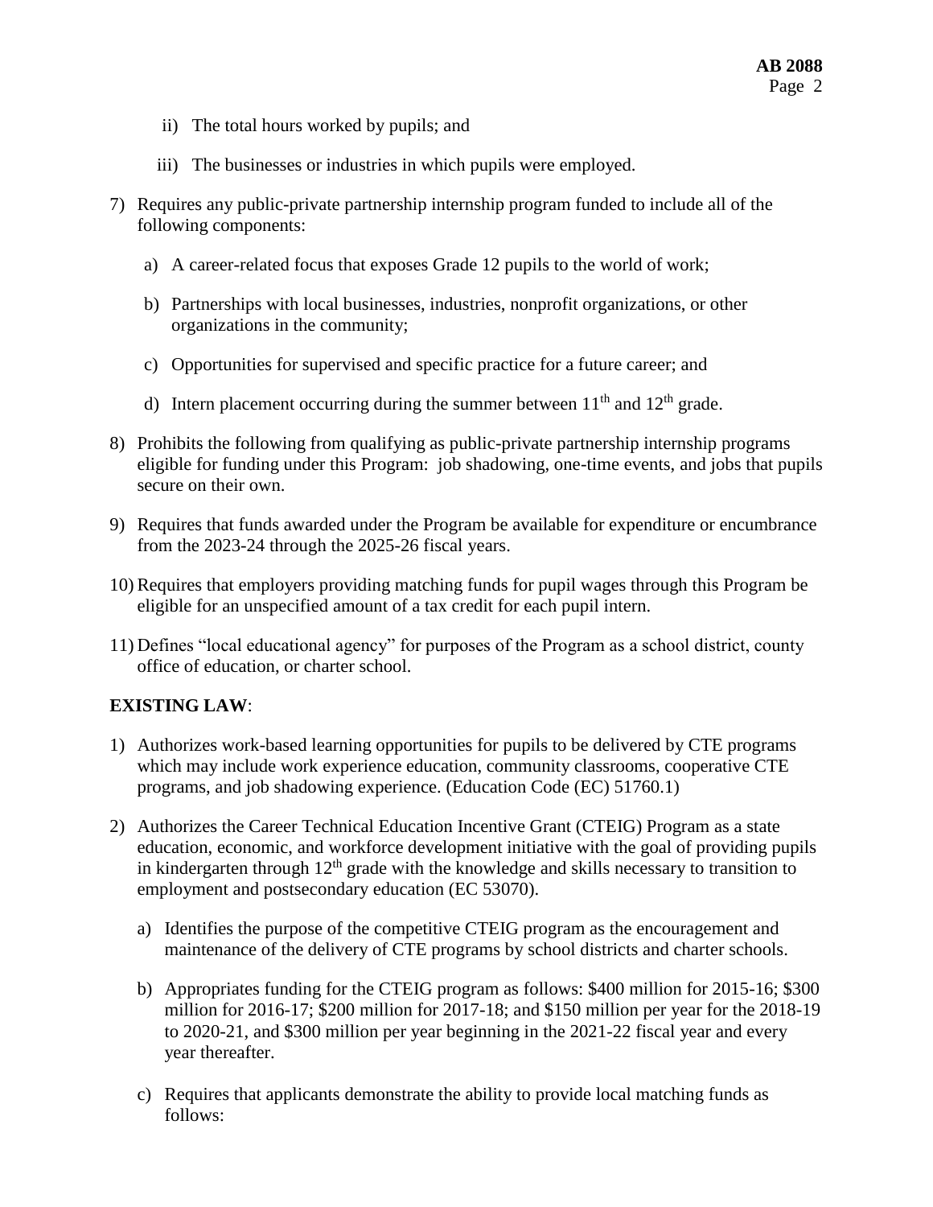ii) The total hours worked by pupils; and

iii) The businesses or industries in which pupils were employed.

7) Requires any public-private partnership internship program funded to include all of the following components:

   a) A career-related focus that exposes Grade 12 pupils to the world of work;

   b) Partnerships with local businesses, industries, nonprofit organizations, or other organizations in the community;

   c) Opportunities for supervised and specific practice for a future career; and

   d) Intern placement occurring during the summer between 11th and 12th grade.

8) Prohibits the following from qualifying as public-private partnership internship programs eligible for funding under this Program: job shadowing, one-time events, and jobs that pupils secure on their own.

9) Requires that funds awarded under the Program be available for expenditure or encumbrance from the 2023-24 through the 2025-26 fiscal years.

10) Requires that employers providing matching funds for pupil wages through this Program be eligible for an unspecified amount of a tax credit for each pupil intern.

11) Defines "local educational agency" for purposes of the Program as a school district, county office of education, or charter school.

**EXISTING LAW**:

1) Authorizes work-based learning opportunities for pupils to be delivered by CTE programs which may include work experience education, community classrooms, cooperative CTE programs, and job shadowing experience. (Education Code (EC) 51760.1)

2) Authorizes the Career Technical Education Incentive Grant (CTEIG) Program as a state education, economic, and workforce development initiative with the goal of providing pupils in kindergarten through 12th grade with the knowledge and skills necessary to transition to employment and postsecondary education (EC 53070).

   a) Identifies the purpose of the competitive CTEIG program as the encouragement and maintenance of the delivery of CTE programs by school districts and charter schools.

   b) Appropriates funding for the CTEIG program as follows: $400 million for 2015-16; $300 million for 2016-17; $200 million for 2017-18; and $150 million per year for the 2018-19 to 2020-21, and $300 million per year beginning in the 2021-22 fiscal year and every year thereafter.

   c) Requires that applicants demonstrate the ability to provide local matching funds as follows: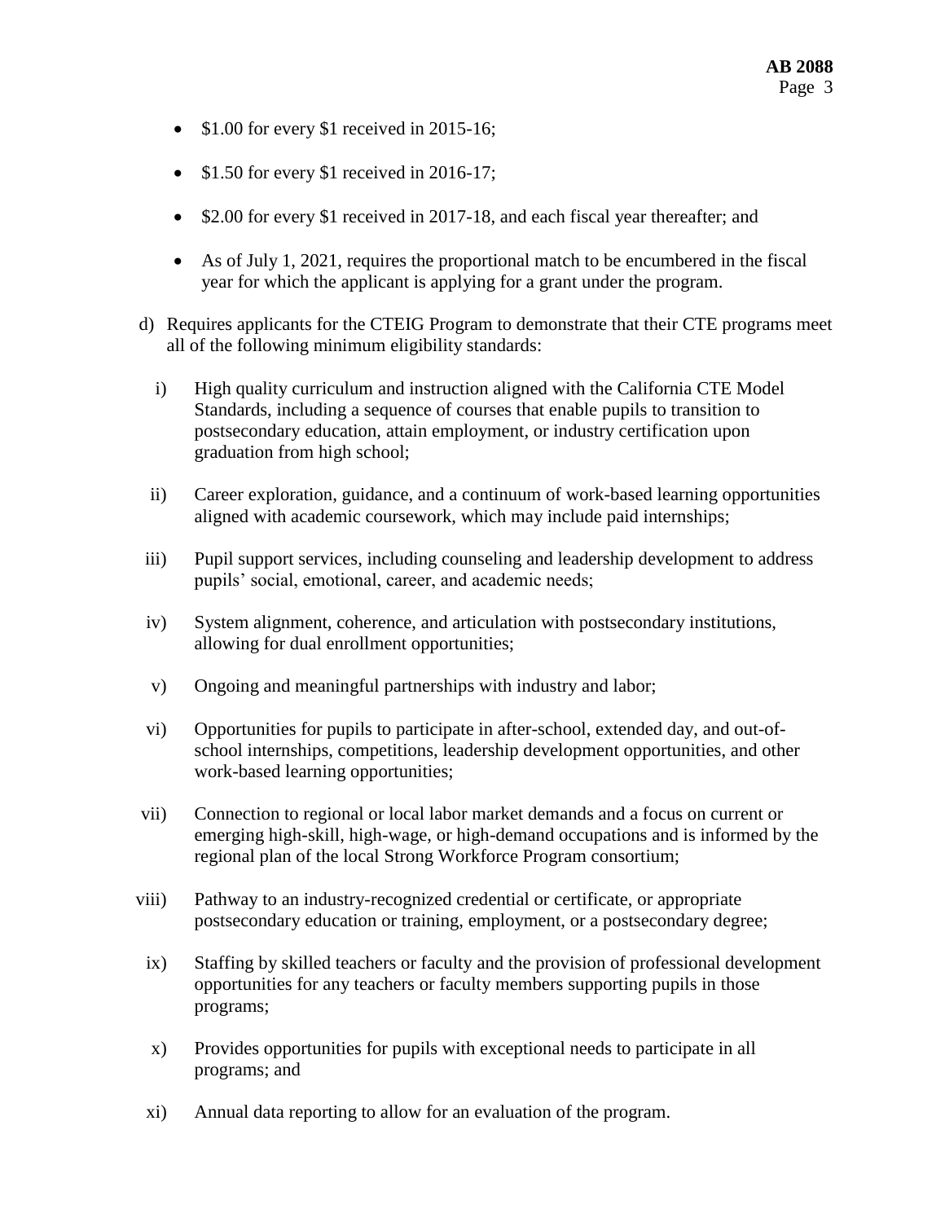- $1.00 for every $1 received in 2015-16;
- $1.50 for every $1 received in 2016-17;
- $2.00 for every $1 received in 2017-18, and each fiscal year thereafter; and
- As of July 1, 2021, requires the proportional match to be encumbered in the fiscal year for which the applicant is applying for a grant under the program.

d) Requires applicants for the CTEIG Program to demonstrate that their CTE programs meet all of the following minimum eligibility standards:

   i) High quality curriculum and instruction aligned with the California CTE Model Standards, including a sequence of courses that enable pupils to transition to postsecondary education, attain employment, or industry certification upon graduation from high school;

   ii) Career exploration, guidance, and a continuum of work-based learning opportunities aligned with academic coursework, which may include paid internships;

   iii) Pupil support services, including counseling and leadership development to address pupils' social, emotional, career, and academic needs;

   iv) System alignment, coherence, and articulation with postsecondary institutions, allowing for dual enrollment opportunities;

   v) Ongoing and meaningful partnerships with industry and labor;

   vi) Opportunities for pupils to participate in after-school, extended day, and out-of-school internships, competitions, leadership development opportunities, and other work-based learning opportunities;

   vii) Connection to regional or local labor market demands and a focus on current or emerging high-skill, high-wage, or high-demand occupations and is informed by the regional plan of the local Strong Workforce Program consortium;

   viii) Pathway to an industry-recognized credential or certificate, or appropriate postsecondary education or training, employment, or a postsecondary degree;

   ix) Staffing by skilled teachers or faculty and the provision of professional development opportunities for any teachers or faculty members supporting pupils in those programs;

   x) Provides opportunities for pupils with exceptional needs to participate in all programs; and

   xi) Annual data reporting to allow for an evaluation of the program.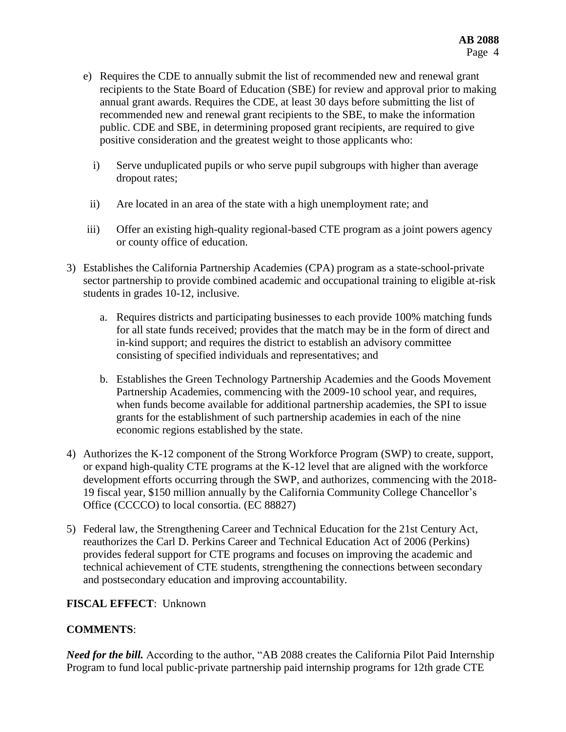e) Requires the CDE to annually submit the list of recommended new and renewal grant recipients to the State Board of Education (SBE) for review and approval prior to making annual grant awards. Requires the CDE, at least 30 days before submitting the list of recommended new and renewal grant recipients to the SBE, to make the information public. CDE and SBE, in determining proposed grant recipients, are required to give positive consideration and the greatest weight to those applicants who:

   i) Serve unduplicated pupils or who serve pupil subgroups with higher than average dropout rates;

   ii) Are located in an area of the state with a high unemployment rate; and

   iii) Offer an existing high-quality regional-based CTE program as a joint powers agency or county office of education.

3) Establishes the California Partnership Academies (CPA) program as a state-school-private sector partnership to provide combined academic and occupational training to eligible at-risk students in grades 10-12, inclusive.

   a. Requires districts and participating businesses to each provide 100% matching funds for all state funds received; provides that the match may be in the form of direct and in-kind support; and requires the district to establish an advisory committee consisting of specified individuals and representatives; and

   b. Establishes the Green Technology Partnership Academies and the Goods Movement Partnership Academies, commencing with the 2009-10 school year, and requires, when funds become available for additional partnership academies, the SPI to issue grants for the establishment of such partnership academies in each of the nine economic regions established by the state.

4) Authorizes the K-12 component of the Strong Workforce Program (SWP) to create, support, or expand high-quality CTE programs at the K-12 level that are aligned with the workforce development efforts occurring through the SWP, and authorizes, commencing with the 2018-19 fiscal year, $150 million annually by the California Community College Chancellor's Office (CCCCO) to local consortia. (EC 88827)

5) Federal law, the Strengthening Career and Technical Education for the 21st Century Act, reauthorizes the Carl D. Perkins Career and Technical Education Act of 2006 (Perkins) provides federal support for CTE programs and focuses on improving the academic and technical achievement of CTE students, strengthening the connections between secondary and postsecondary education and improving accountability.

**FISCAL EFFECT**: Unknown

**COMMENTS**:

***Need for the bill.*** According to the author, "AB 2088 creates the California Pilot Paid Internship Program to fund local public-private partnership paid internship programs for 12th grade CTE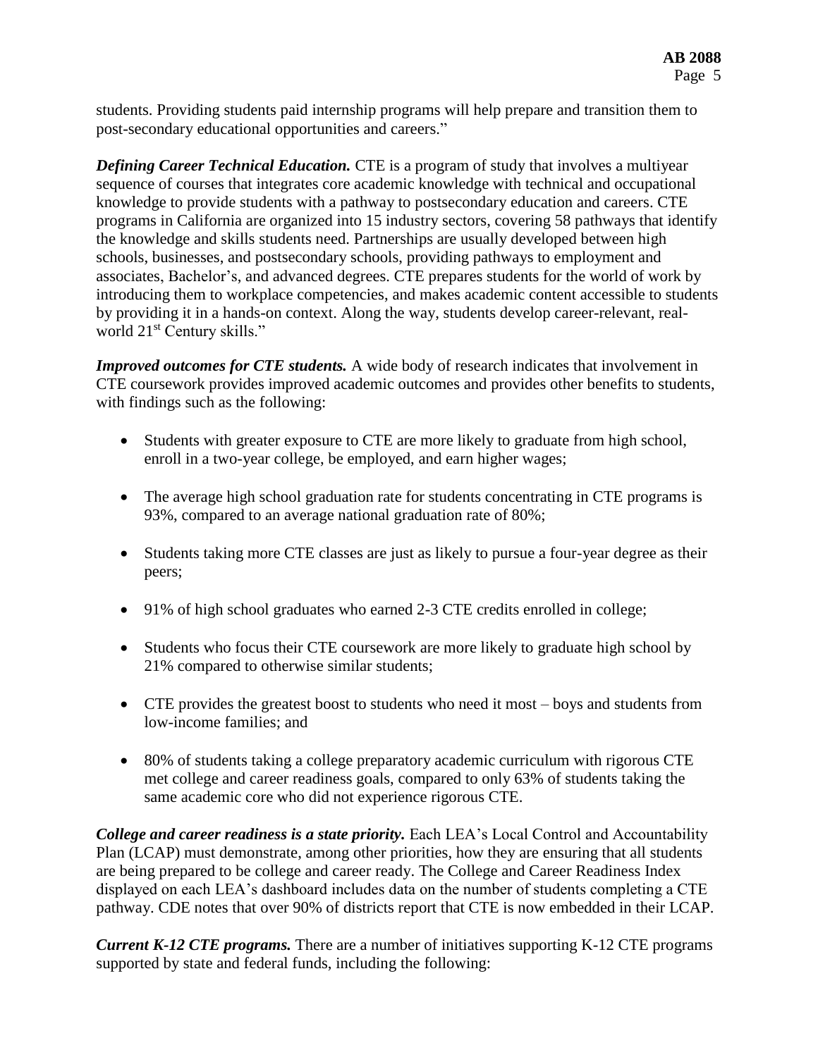students. Providing students paid internship programs will help prepare and transition them to post-secondary educational opportunities and careers."

***Defining Career Technical Education.*** CTE is a program of study that involves a multiyear sequence of courses that integrates core academic knowledge with technical and occupational knowledge to provide students with a pathway to postsecondary education and careers. CTE programs in California are organized into 15 industry sectors, covering 58 pathways that identify the knowledge and skills students need. Partnerships are usually developed between high schools, businesses, and postsecondary schools, providing pathways to employment and associates, Bachelor's, and advanced degrees. CTE prepares students for the world of work by introducing them to workplace competencies, and makes academic content accessible to students by providing it in a hands-on context. Along the way, students develop career-relevant, real-world 21st Century skills."

***Improved outcomes for CTE students.*** A wide body of research indicates that involvement in CTE coursework provides improved academic outcomes and provides other benefits to students, with findings such as the following:

- Students with greater exposure to CTE are more likely to graduate from high school, enroll in a two-year college, be employed, and earn higher wages;
- The average high school graduation rate for students concentrating in CTE programs is 93%, compared to an average national graduation rate of 80%;
- Students taking more CTE classes are just as likely to pursue a four-year degree as their peers;
- 91% of high school graduates who earned 2-3 CTE credits enrolled in college;
- Students who focus their CTE coursework are more likely to graduate high school by 21% compared to otherwise similar students;
- CTE provides the greatest boost to students who need it most – boys and students from low-income families; and
- 80% of students taking a college preparatory academic curriculum with rigorous CTE met college and career readiness goals, compared to only 63% of students taking the same academic core who did not experience rigorous CTE.

***College and career readiness is a state priority.*** Each LEA's Local Control and Accountability Plan (LCAP) must demonstrate, among other priorities, how they are ensuring that all students are being prepared to be college and career ready. The College and Career Readiness Index displayed on each LEA's dashboard includes data on the number of students completing a CTE pathway. CDE notes that over 90% of districts report that CTE is now embedded in their LCAP.

***Current K-12 CTE programs.*** There are a number of initiatives supporting K-12 CTE programs supported by state and federal funds, including the following: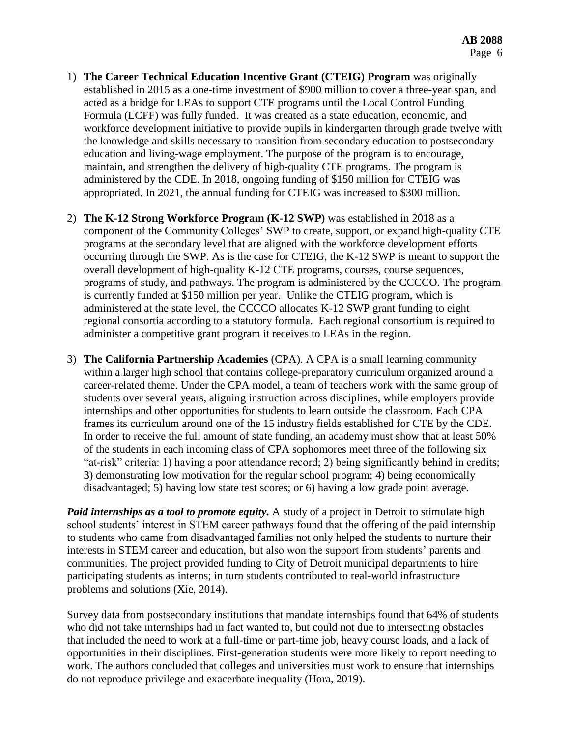1) **The Career Technical Education Incentive Grant (CTEIG) Program** was originally established in 2015 as a one-time investment of $900 million to cover a three-year span, and acted as a bridge for LEAs to support CTE programs until the Local Control Funding Formula (LCFF) was fully funded. It was created as a state education, economic, and workforce development initiative to provide pupils in kindergarten through grade twelve with the knowledge and skills necessary to transition from secondary education to postsecondary education and living-wage employment. The purpose of the program is to encourage, maintain, and strengthen the delivery of high-quality CTE programs. The program is administered by the CDE. In 2018, ongoing funding of $150 million for CTEIG was appropriated. In 2021, the annual funding for CTEIG was increased to $300 million.

2) **The K-12 Strong Workforce Program (K-12 SWP)** was established in 2018 as a component of the Community Colleges' SWP to create, support, or expand high-quality CTE programs at the secondary level that are aligned with the workforce development efforts occurring through the SWP. As is the case for CTEIG, the K-12 SWP is meant to support the overall development of high-quality K-12 CTE programs, courses, course sequences, programs of study, and pathways. The program is administered by the CCCCO. The program is currently funded at $150 million per year. Unlike the CTEIG program, which is administered at the state level, the CCCCO allocates K-12 SWP grant funding to eight regional consortia according to a statutory formula. Each regional consortium is required to administer a competitive grant program it receives to LEAs in the region.

3) **The California Partnership Academies** (CPA). A CPA is a small learning community within a larger high school that contains college-preparatory curriculum organized around a career-related theme. Under the CPA model, a team of teachers work with the same group of students over several years, aligning instruction across disciplines, while employers provide internships and other opportunities for students to learn outside the classroom. Each CPA frames its curriculum around one of the 15 industry fields established for CTE by the CDE. In order to receive the full amount of state funding, an academy must show that at least 50% of the students in each incoming class of CPA sophomores meet three of the following six "at-risk" criteria: 1) having a poor attendance record; 2) being significantly behind in credits; 3) demonstrating low motivation for the regular school program; 4) being economically disadvantaged; 5) having low state test scores; or 6) having a low grade point average.

***Paid internships as a tool to promote equity.*** A study of a project in Detroit to stimulate high school students' interest in STEM career pathways found that the offering of the paid internship to students who came from disadvantaged families not only helped the students to nurture their interests in STEM career and education, but also won the support from students' parents and communities. The project provided funding to City of Detroit municipal departments to hire participating students as interns; in turn students contributed to real-world infrastructure problems and solutions (Xie, 2014).

Survey data from postsecondary institutions that mandate internships found that 64% of students who did not take internships had in fact wanted to, but could not due to intersecting obstacles that included the need to work at a full-time or part-time job, heavy course loads, and a lack of opportunities in their disciplines. First-generation students were more likely to report needing to work. The authors concluded that colleges and universities must work to ensure that internships do not reproduce privilege and exacerbate inequality (Hora, 2019).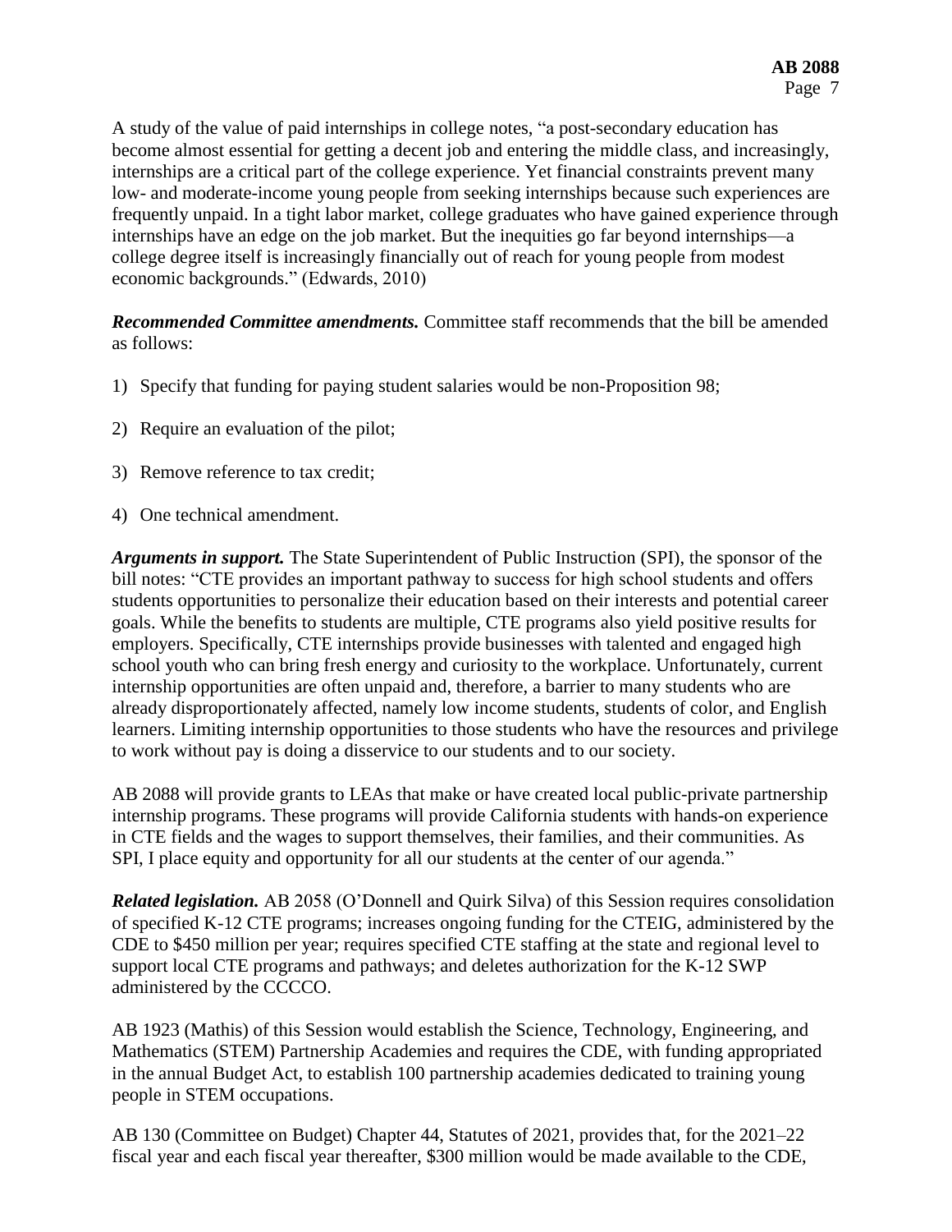A study of the value of paid internships in college notes, "a post-secondary education has become almost essential for getting a decent job and entering the middle class, and increasingly, internships are a critical part of the college experience. Yet financial constraints prevent many low- and moderate-income young people from seeking internships because such experiences are frequently unpaid. In a tight labor market, college graduates who have gained experience through internships have an edge on the job market. But the inequities go far beyond internships—a college degree itself is increasingly financially out of reach for young people from modest economic backgrounds." (Edwards, 2010)

***Recommended Committee amendments.*** Committee staff recommends that the bill be amended as follows:

1) Specify that funding for paying student salaries would be non-Proposition 98;

2) Require an evaluation of the pilot;

3) Remove reference to tax credit;

4) One technical amendment.

***Arguments in support.*** The State Superintendent of Public Instruction (SPI), the sponsor of the bill notes: "CTE provides an important pathway to success for high school students and offers students opportunities to personalize their education based on their interests and potential career goals. While the benefits to students are multiple, CTE programs also yield positive results for employers. Specifically, CTE internships provide businesses with talented and engaged high school youth who can bring fresh energy and curiosity to the workplace. Unfortunately, current internship opportunities are often unpaid and, therefore, a barrier to many students who are already disproportionately affected, namely low income students, students of color, and English learners. Limiting internship opportunities to those students who have the resources and privilege to work without pay is doing a disservice to our students and to our society.

AB 2088 will provide grants to LEAs that make or have created local public-private partnership internship programs. These programs will provide California students with hands-on experience in CTE fields and the wages to support themselves, their families, and their communities. As SPI, I place equity and opportunity for all our students at the center of our agenda."

***Related legislation.*** AB 2058 (O'Donnell and Quirk Silva) of this Session requires consolidation of specified K-12 CTE programs; increases ongoing funding for the CTEIG, administered by the CDE to $450 million per year; requires specified CTE staffing at the state and regional level to support local CTE programs and pathways; and deletes authorization for the K-12 SWP administered by the CCCCO.

AB 1923 (Mathis) of this Session would establish the Science, Technology, Engineering, and Mathematics (STEM) Partnership Academies and requires the CDE, with funding appropriated in the annual Budget Act, to establish 100 partnership academies dedicated to training young people in STEM occupations.

AB 130 (Committee on Budget) Chapter 44, Statutes of 2021, provides that, for the 2021–22 fiscal year and each fiscal year thereafter, $300 million would be made available to the CDE,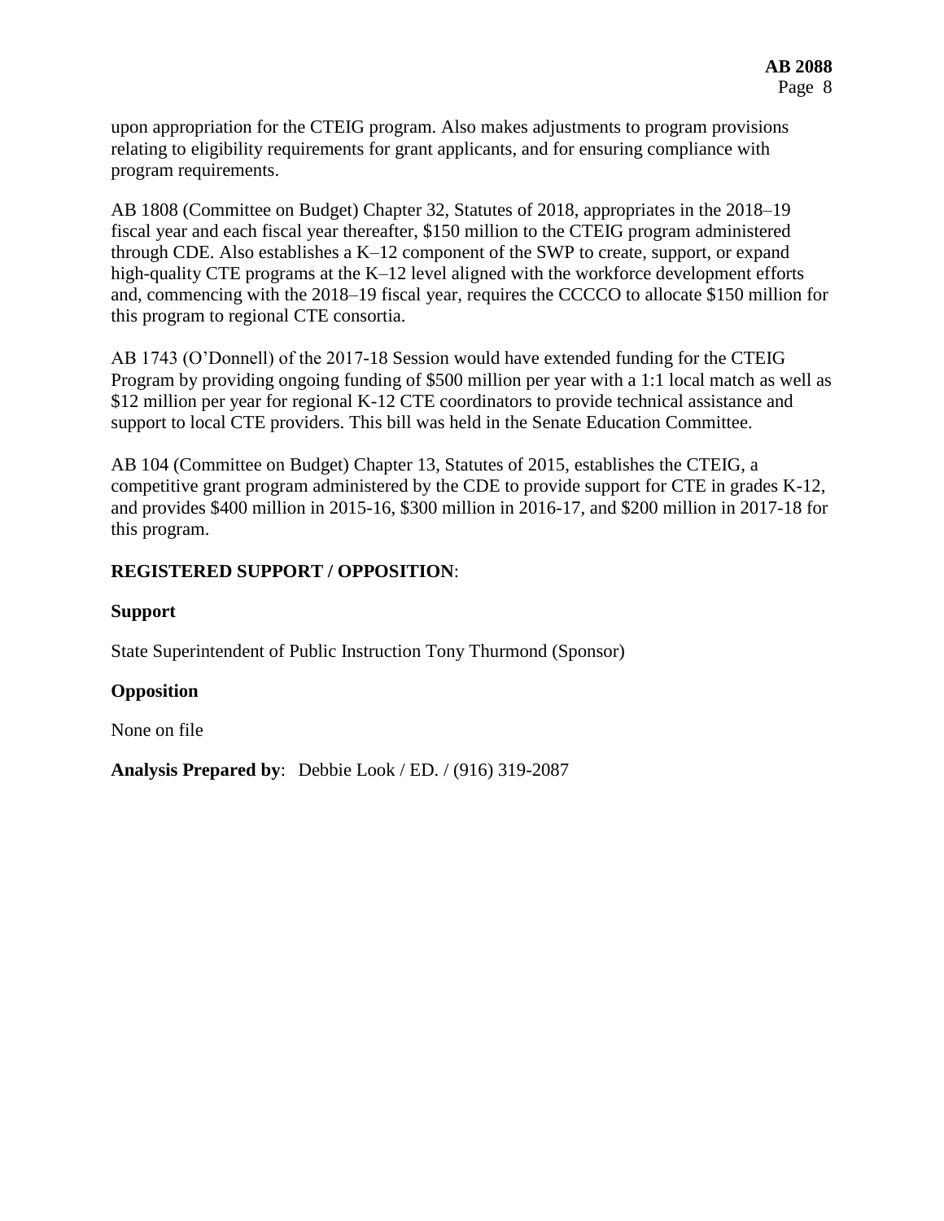upon appropriation for the CTEIG program. Also makes adjustments to program provisions relating to eligibility requirements for grant applicants, and for ensuring compliance with program requirements.

AB 1808 (Committee on Budget) Chapter 32, Statutes of 2018, appropriates in the 2018–19 fiscal year and each fiscal year thereafter, $150 million to the CTEIG program administered through CDE. Also establishes a K–12 component of the SWP to create, support, or expand high-quality CTE programs at the K–12 level aligned with the workforce development efforts and, commencing with the 2018–19 fiscal year, requires the CCCCO to allocate $150 million for this program to regional CTE consortia.

AB 1743 (O'Donnell) of the 2017-18 Session would have extended funding for the CTEIG Program by providing ongoing funding of $500 million per year with a 1:1 local match as well as $12 million per year for regional K-12 CTE coordinators to provide technical assistance and support to local CTE providers. This bill was held in the Senate Education Committee.

AB 104 (Committee on Budget) Chapter 13, Statutes of 2015, establishes the CTEIG, a competitive grant program administered by the CDE to provide support for CTE in grades K-12, and provides $400 million in 2015-16, $300 million in 2016-17, and $200 million in 2017-18 for this program.

**REGISTERED SUPPORT / OPPOSITION**:

**Support**

State Superintendent of Public Instruction Tony Thurmond (Sponsor)

**Opposition**

None on file

**Analysis Prepared by**: Debbie Look / ED. / (916) 319-2087